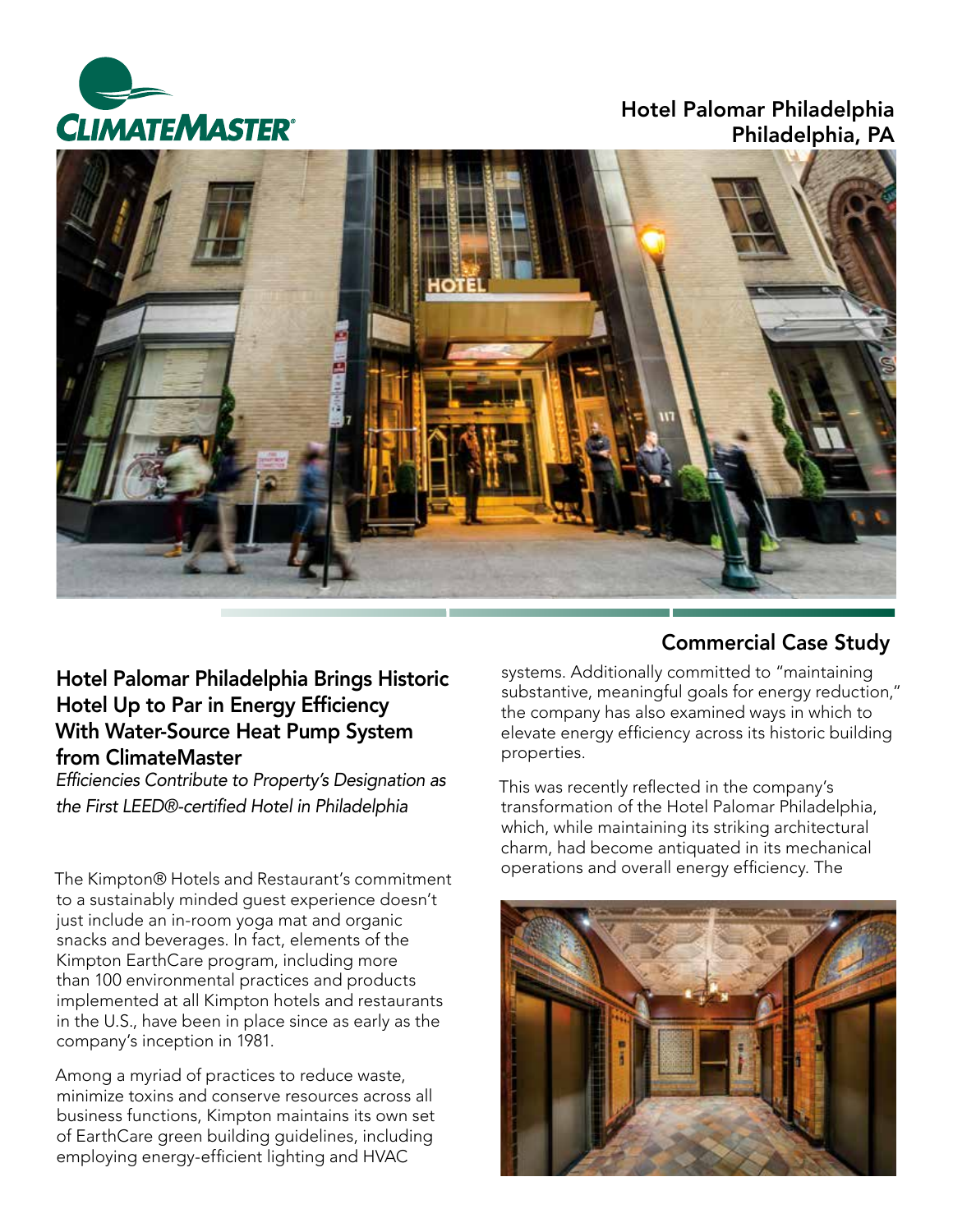Hotel Palomar Philadelphia
Philadelphia, PA

Commercial Case Study

## Hotel Palomar Philadelphia Brings Historic Hotel Up to Par in Energy Efficiency With Water-Source Heat Pump System from ClimateMaster

*Efficiencies Contribute to Property's Designation as the First LEED®-certified Hotel in Philadelphia*

The Kimpton® Hotels and Restaurant's commitment to a sustainably minded guest experience doesn't just include an in-room yoga mat and organic snacks and beverages. In fact, elements of the Kimpton EarthCare program, including more than 100 environmental practices and products implemented at all Kimpton hotels and restaurants in the U.S., have been in place since as early as the company's inception in 1981.

Among a myriad of practices to reduce waste, minimize toxins and conserve resources across all business functions, Kimpton maintains its own set of EarthCare green building guidelines, including employing energy-efficient lighting and HVAC systems. Additionally committed to "maintaining substantive, meaningful goals for energy reduction," the company has also examined ways in which to elevate energy efficiency across its historic building properties.

This was recently reflected in the company's transformation of the Hotel Palomar Philadelphia, which, while maintaining its striking architectural charm, had become antiquated in its mechanical operations and overall energy efficiency. The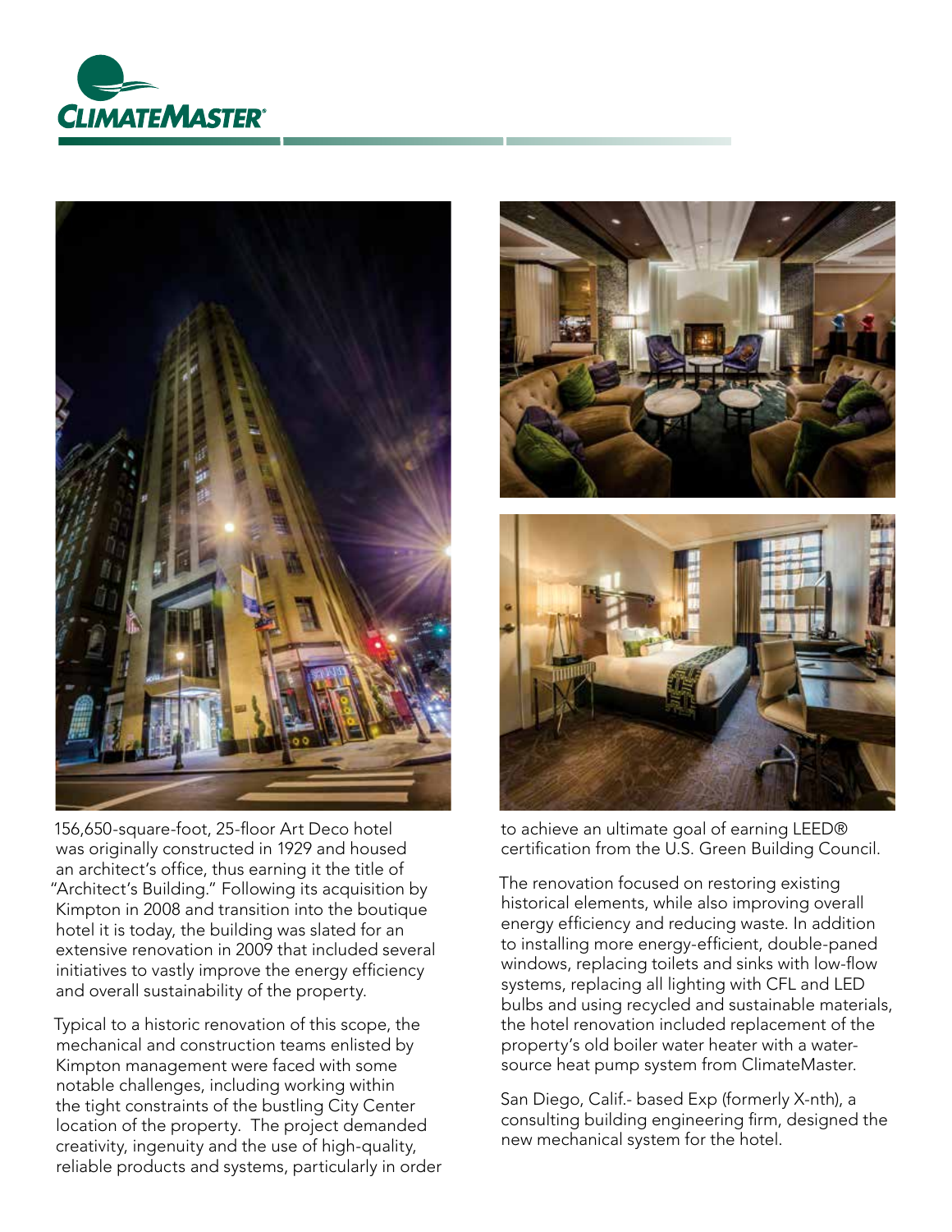156,650-square-foot, 25-floor Art Deco hotel was originally constructed in 1929 and housed an architect's office, thus earning it the title of "Architect's Building." Following its acquisition by Kimpton in 2008 and transition into the boutique hotel it is today, the building was slated for an extensive renovation in 2009 that included several initiatives to vastly improve the energy efficiency and overall sustainability of the property.

Typical to a historic renovation of this scope, the mechanical and construction teams enlisted by Kimpton management were faced with some notable challenges, including working within the tight constraints of the bustling City Center location of the property. The project demanded creativity, ingenuity and the use of high-quality, reliable products and systems, particularly in order to achieve an ultimate goal of earning LEED® certification from the U.S. Green Building Council.

The renovation focused on restoring existing historical elements, while also improving overall energy efficiency and reducing waste. In addition to installing more energy-efficient, double-paned windows, replacing toilets and sinks with low-flow systems, replacing all lighting with CFL and LED bulbs and using recycled and sustainable materials, the hotel renovation included replacement of the property's old boiler water heater with a water-source heat pump system from ClimateMaster.

San Diego, Calif.- based Exp (formerly X-nth), a consulting building engineering firm, designed the new mechanical system for the hotel.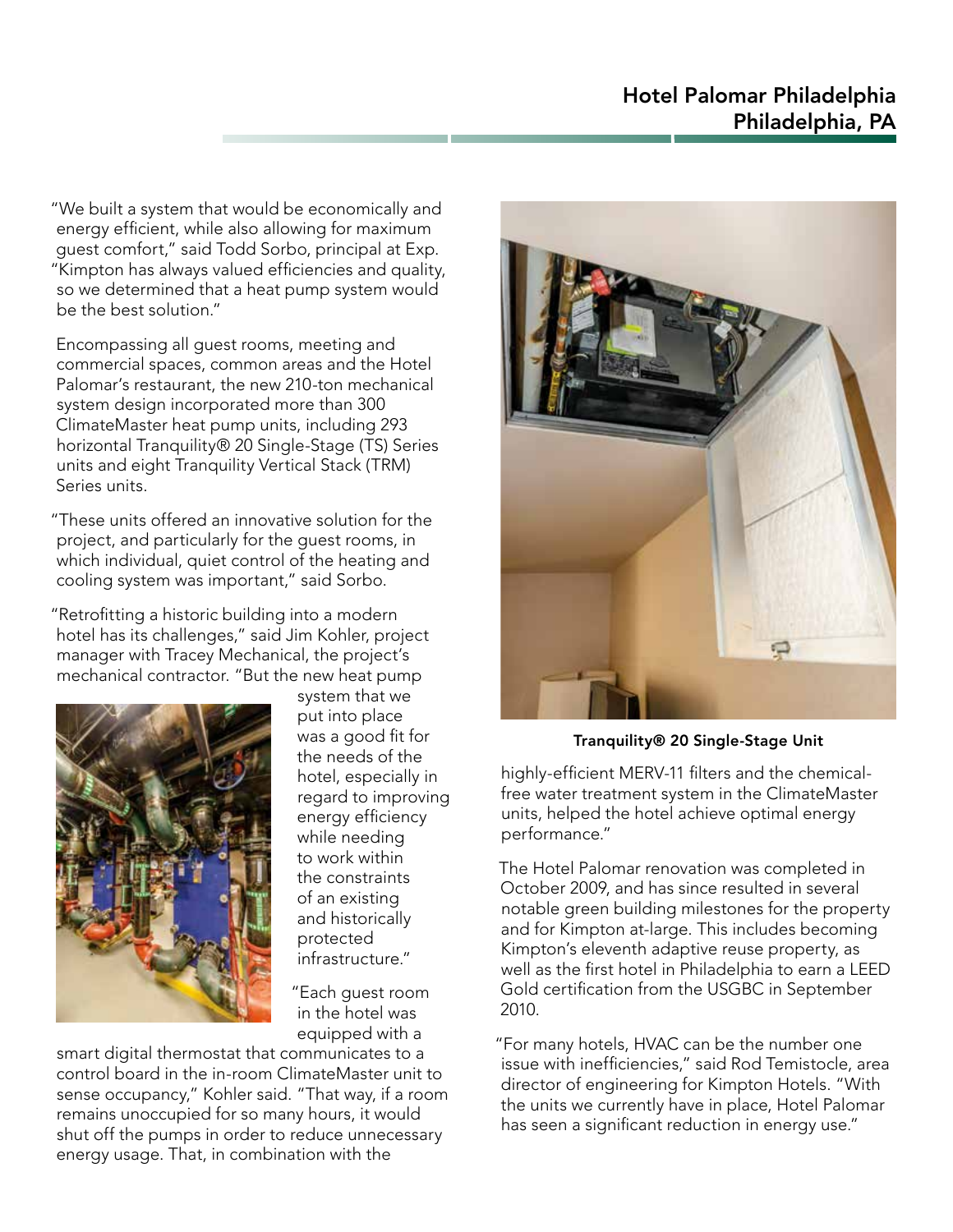"We built a system that would be economically and energy efficient, while also allowing for maximum guest comfort," said Todd Sorbo, principal at Exp. "Kimpton has always valued efficiencies and quality, so we determined that a heat pump system would be the best solution."

Encompassing all guest rooms, meeting and commercial spaces, common areas and the Hotel Palomar's restaurant, the new 210-ton mechanical system design incorporated more than 300 ClimateMaster heat pump units, including 293 horizontal Tranquility® 20 Single-Stage (TS) Series units and eight Tranquility Vertical Stack (TRM) Series units.

"These units offered an innovative solution for the project, and particularly for the guest rooms, in which individual, quiet control of the heating and cooling system was important," said Sorbo.

"Retrofitting a historic building into a modern hotel has its challenges," said Jim Kohler, project manager with Tracey Mechanical, the project's mechanical contractor. "But the new heat pump system that we put into place was a good fit for the needs of the hotel, especially in regard to improving energy efficiency while needing to work within the constraints of an existing and historically protected infrastructure."

"Each guest room in the hotel was equipped with a smart digital thermostat that communicates to a control board in the in-room ClimateMaster unit to sense occupancy," Kohler said. "That way, if a room remains unoccupied for so many hours, it would shut off the pumps in order to reduce unnecessary energy usage. That, in combination with the highly-efficient MERV-11 filters and the chemical-free water treatment system in the ClimateMaster units, helped the hotel achieve optimal energy performance."

**Tranquility® 20 Single-Stage Unit**

The Hotel Palomar renovation was completed in October 2009, and has since resulted in several notable green building milestones for the property and for Kimpton at-large. This includes becoming Kimpton's eleventh adaptive reuse property, as well as the first hotel in Philadelphia to earn a LEED Gold certification from the USGBC in September 2010.

"For many hotels, HVAC can be the number one issue with inefficiencies," said Rod Temistocle, area director of engineering for Kimpton Hotels. "With the units we currently have in place, Hotel Palomar has seen a significant reduction in energy use."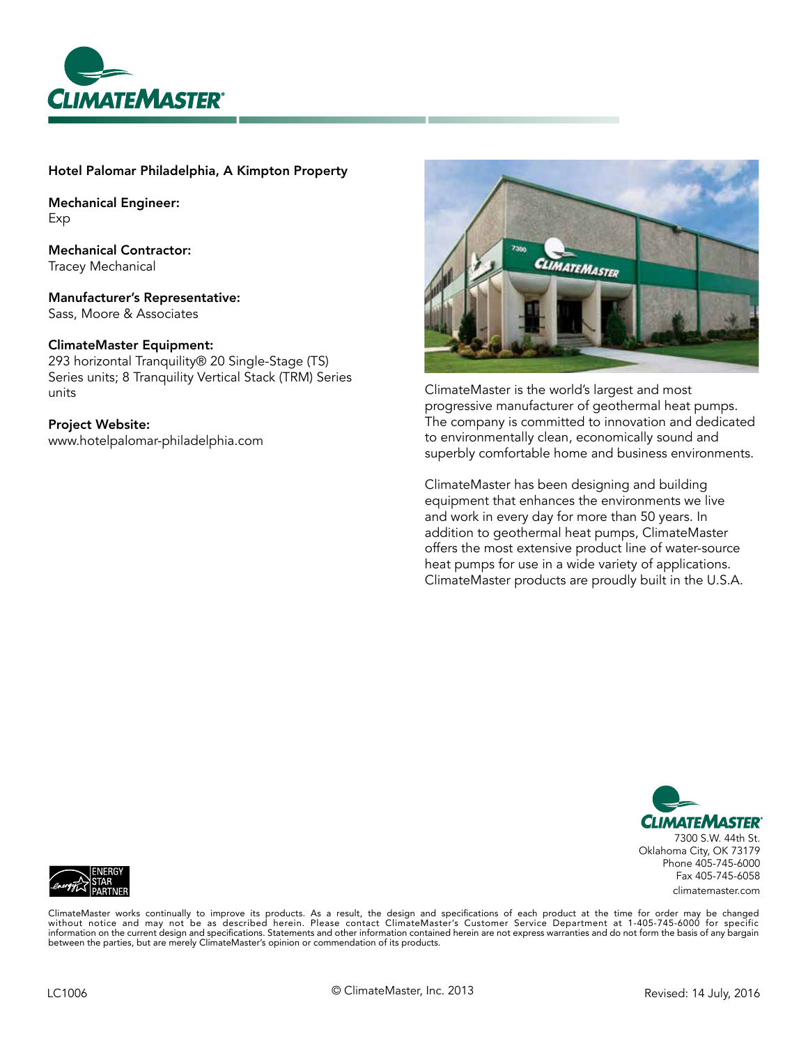**Hotel Palomar Philadelphia, A Kimpton Property**

**Mechanical Engineer:**
Exp

**Mechanical Contractor:**
Tracey Mechanical

**Manufacturer's Representative:**
Sass, Moore & Associates

**ClimateMaster Equipment:**
293 horizontal Tranquility® 20 Single-Stage (TS) Series units; 8 Tranquility Vertical Stack (TRM) Series units

**Project Website:**
www.hotelpalomar-philadelphia.com

ClimateMaster is the world's largest and most progressive manufacturer of geothermal heat pumps. The company is committed to innovation and dedicated to environmentally clean, economically sound and superbly comfortable home and business environments.

ClimateMaster has been designing and building equipment that enhances the environments we live and work in every day for more than 50 years. In addition to geothermal heat pumps, ClimateMaster offers the most extensive product line of water-source heat pumps for use in a wide variety of applications. ClimateMaster products are proudly built in the U.S.A.

CLIMATEMASTER
7300 S.W. 44th St.
Oklahoma City, OK 73179
Phone 405-745-6000
Fax 405-745-6058
climatemaster.com

ENERGY STAR PARTNER

ClimateMaster works continually to improve its products. As a result, the design and specifications of each product at the time for order may be changed without notice and may not be as described herein. Please contact ClimateMaster's Customer Service Department at 1-405-745-6000 for specific information on the current design and specifications. Statements and other information contained herein are not express warranties and do not form the basis of any bargain between the parties, but are merely ClimateMaster's opinion or commendation of its products.

LC1006 © ClimateMaster, Inc. 2013 Revised: 14 July, 2016